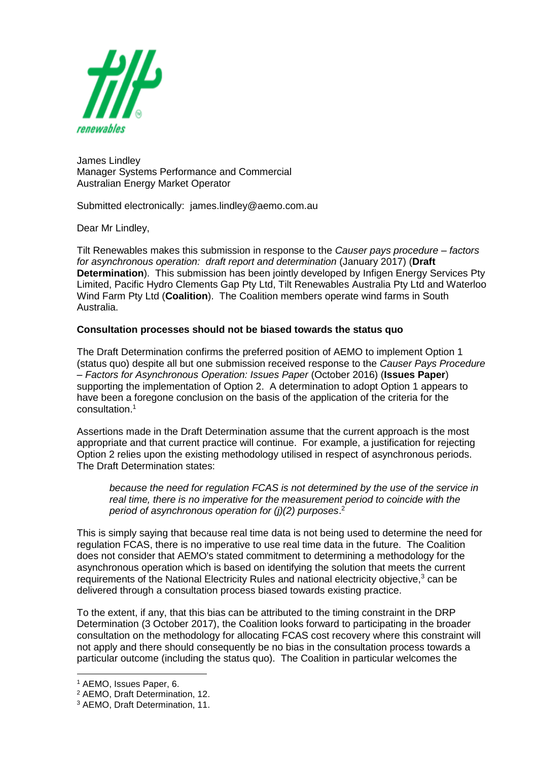James Lindley
Manager Systems Performance and Commercial
Australian Energy Market Operator

Submitted electronically: james.lindley@aemo.com.au

Dear Mr Lindley,

Tilt Renewables makes this submission in response to the *Causer pays procedure – factors for asynchronous operation: draft report and determination* (January 2017) (**Draft Determination**). This submission has been jointly developed by Infigen Energy Services Pty Limited, Pacific Hydro Clements Gap Pty Ltd, Tilt Renewables Australia Pty Ltd and Waterloo Wind Farm Pty Ltd (**Coalition**). The Coalition members operate wind farms in South Australia.

**Consultation processes should not be biased towards the status quo**

The Draft Determination confirms the preferred position of AEMO to implement Option 1 (status quo) despite all but one submission received response to the *Causer Pays Procedure – Factors for Asynchronous Operation: Issues Paper* (October 2016) (**Issues Paper**) supporting the implementation of Option 2. A determination to adopt Option 1 appears to have been a foregone conclusion on the basis of the application of the criteria for the consultation.[1]

Assertions made in the Draft Determination assume that the current approach is the most appropriate and that current practice will continue. For example, a justification for rejecting Option 2 relies upon the existing methodology utilised in respect of asynchronous periods. The Draft Determination states:

> *because the need for regulation FCAS is not determined by the use of the service in real time, there is no imperative for the measurement period to coincide with the period of asynchronous operation for (j)(2) purposes*.[2]

This is simply saying that because real time data is not being used to determine the need for regulation FCAS, there is no imperative to use real time data in the future. The Coalition does not consider that AEMO's stated commitment to determining a methodology for the asynchronous operation which is based on identifying the solution that meets the current requirements of the National Electricity Rules and national electricity objective,[3] can be delivered through a consultation process biased towards existing practice.

To the extent, if any, that this bias can be attributed to the timing constraint in the DRP Determination (3 October 2017), the Coalition looks forward to participating in the broader consultation on the methodology for allocating FCAS cost recovery where this constraint will not apply and there should consequently be no bias in the consultation process towards a particular outcome (including the status quo). The Coalition in particular welcomes the

[1] AEMO, Issues Paper, 6.
[2] AEMO, Draft Determination, 12.
[3] AEMO, Draft Determination, 11.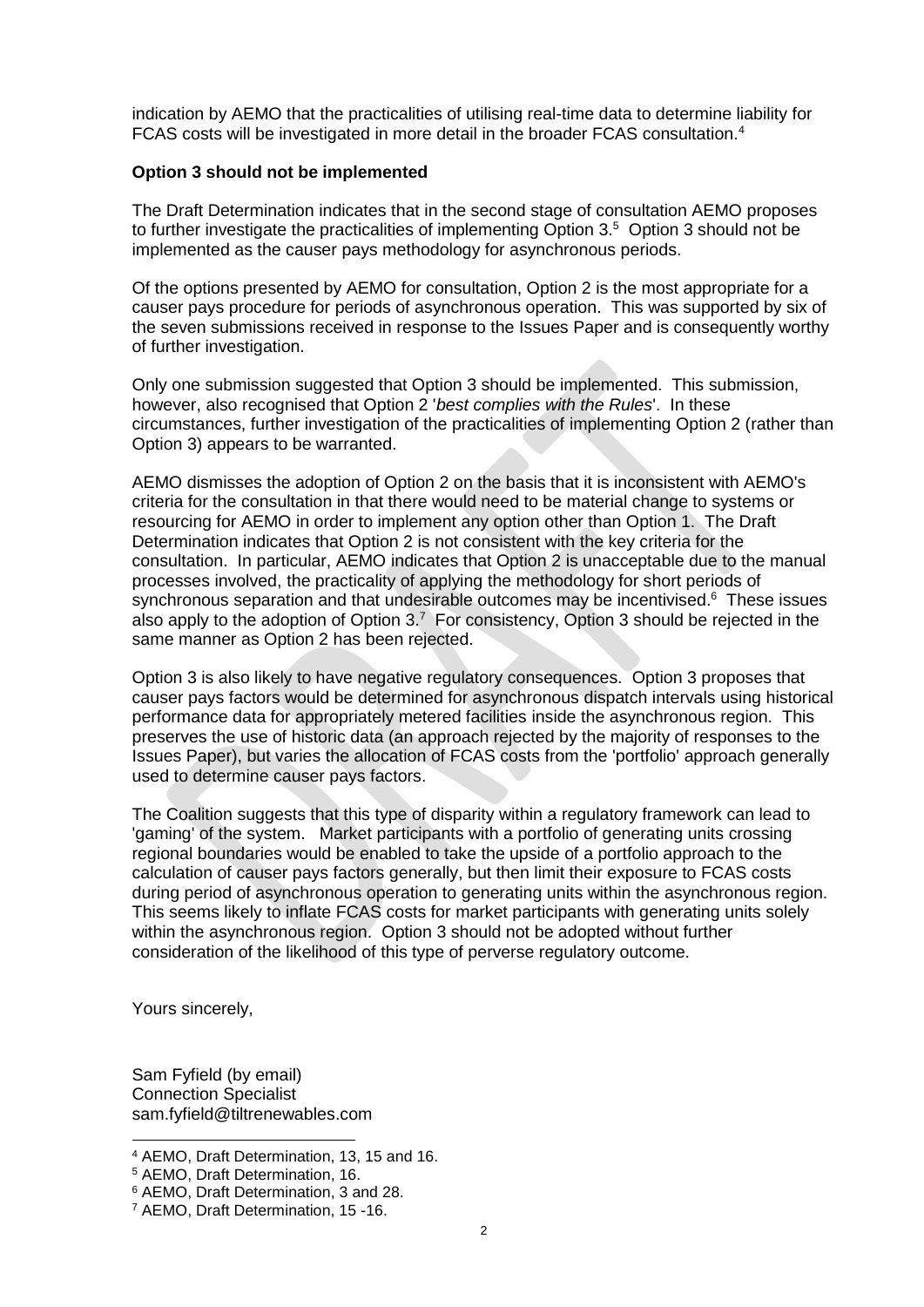indication by AEMO that the practicalities of utilising real-time data to determine liability for FCAS costs will be investigated in more detail in the broader FCAS consultation.[4]

**Option 3 should not be implemented**

The Draft Determination indicates that in the second stage of consultation AEMO proposes to further investigate the practicalities of implementing Option 3.[5] Option 3 should not be implemented as the causer pays methodology for asynchronous periods.

Of the options presented by AEMO for consultation, Option 2 is the most appropriate for a causer pays procedure for periods of asynchronous operation. This was supported by six of the seven submissions received in response to the Issues Paper and is consequently worthy of further investigation.

Only one submission suggested that Option 3 should be implemented. This submission, however, also recognised that Option 2 '*best complies with the Rules*'. In these circumstances, further investigation of the practicalities of implementing Option 2 (rather than Option 3) appears to be warranted.

AEMO dismisses the adoption of Option 2 on the basis that it is inconsistent with AEMO's criteria for the consultation in that there would need to be material change to systems or resourcing for AEMO in order to implement any option other than Option 1. The Draft Determination indicates that Option 2 is not consistent with the key criteria for the consultation. In particular, AEMO indicates that Option 2 is unacceptable due to the manual processes involved, the practicality of applying the methodology for short periods of synchronous separation and that undesirable outcomes may be incentivised.[6] These issues also apply to the adoption of Option 3.[7] For consistency, Option 3 should be rejected in the same manner as Option 2 has been rejected.

Option 3 is also likely to have negative regulatory consequences. Option 3 proposes that causer pays factors would be determined for asynchronous dispatch intervals using historical performance data for appropriately metered facilities inside the asynchronous region. This preserves the use of historic data (an approach rejected by the majority of responses to the Issues Paper), but varies the allocation of FCAS costs from the 'portfolio' approach generally used to determine causer pays factors.

The Coalition suggests that this type of disparity within a regulatory framework can lead to 'gaming' of the system. Market participants with a portfolio of generating units crossing regional boundaries would be enabled to take the upside of a portfolio approach to the calculation of causer pays factors generally, but then limit their exposure to FCAS costs during period of asynchronous operation to generating units within the asynchronous region. This seems likely to inflate FCAS costs for market participants with generating units solely within the asynchronous region. Option 3 should not be adopted without further consideration of the likelihood of this type of perverse regulatory outcome.

Yours sincerely,

Sam Fyfield (by email)
Connection Specialist
sam.fyfield@tiltrenewables.com

---

[4] AEMO, Draft Determination, 13, 15 and 16.

[5] AEMO, Draft Determination, 16.

[6] AEMO, Draft Determination, 3 and 28.

[7] AEMO, Draft Determination, 15 -16.